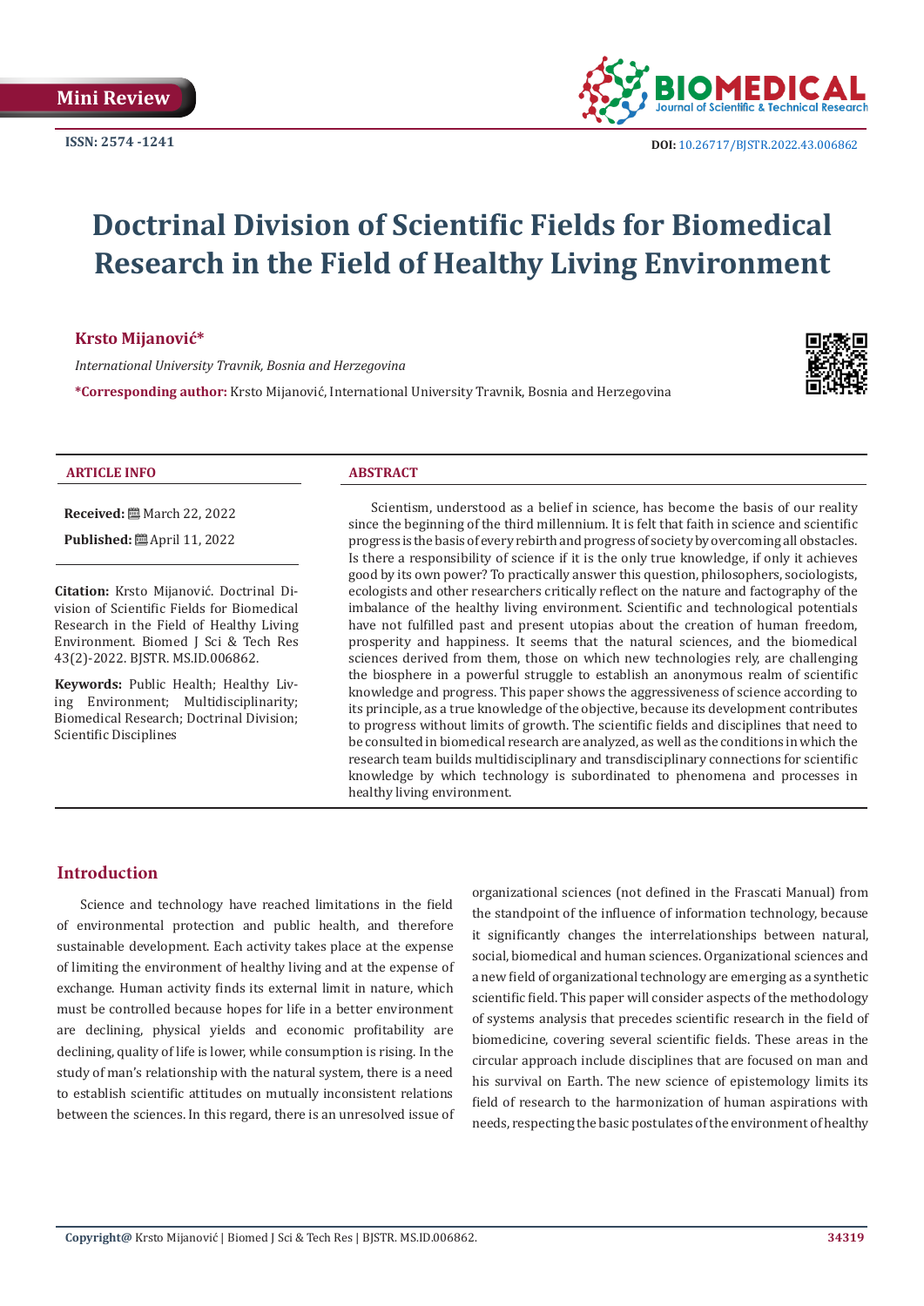Mini Review

ISSN: 2574 -1241

DOI: 10.26717/BJSTR.2022.43.006862

# Doctrinal Division of Scientific Fields for Biomedical Research in the Field of Healthy Living Environment

**Krsto Mijanović***

*International University Travnik, Bosnia and Herzegovina*

***Corresponding author:** Krsto Mijanović, International University Travnik, Bosnia and Herzegovina

**ARTICLE INFO**

**Received:** March 22, 2022

**Published:** April 11, 2022

**Citation:** Krsto Mijanović. Doctrinal Division of Scientific Fields for Biomedical Research in the Field of Healthy Living Environment. Biomed J Sci & Tech Res 43(2)-2022. BJSTR. MS.ID.006862.

**Keywords:** Public Health; Healthy Living Environment; Multidisciplinarity; Biomedical Research; Doctrinal Division; Scientific Disciplines

**ABSTRACT**

Scientism, understood as a belief in science, has become the basis of our reality since the beginning of the third millennium. It is felt that faith in science and scientific progress is the basis of every rebirth and progress of society by overcoming all obstacles. Is there a responsibility of science if it is the only true knowledge, if only it achieves good by its own power? To practically answer this question, philosophers, sociologists, ecologists and other researchers critically reflect on the nature and factography of the imbalance of the healthy living environment. Scientific and technological potentials have not fulfilled past and present utopias about the creation of human freedom, prosperity and happiness. It seems that the natural sciences, and the biomedical sciences derived from them, those on which new technologies rely, are challenging the biosphere in a powerful struggle to establish an anonymous realm of scientific knowledge and progress. This paper shows the aggressiveness of science according to its principle, as a true knowledge of the objective, because its development contributes to progress without limits of growth. The scientific fields and disciplines that need to be consulted in biomedical research are analyzed, as well as the conditions in which the research team builds multidisciplinary and transdisciplinary connections for scientific knowledge by which technology is subordinated to phenomena and processes in healthy living environment.

## Introduction

Science and technology have reached limitations in the field of environmental protection and public health, and therefore sustainable development. Each activity takes place at the expense of limiting the environment of healthy living and at the expense of exchange. Human activity finds its external limit in nature, which must be controlled because hopes for life in a better environment are declining, physical yields and economic profitability are declining, quality of life is lower, while consumption is rising. In the study of man's relationship with the natural system, there is a need to establish scientific attitudes on mutually inconsistent relations between the sciences. In this regard, there is an unresolved issue of organizational sciences (not defined in the Frascati Manual) from the standpoint of the influence of information technology, because it significantly changes the interrelationships between natural, social, biomedical and human sciences. Organizational sciences and a new field of organizational technology are emerging as a synthetic scientific field. This paper will consider aspects of the methodology of systems analysis that precedes scientific research in the field of biomedicine, covering several scientific fields. These areas in the circular approach include disciplines that are focused on man and his survival on Earth. The new science of epistemology limits its field of research to the harmonization of human aspirations with needs, respecting the basic postulates of the environment of healthy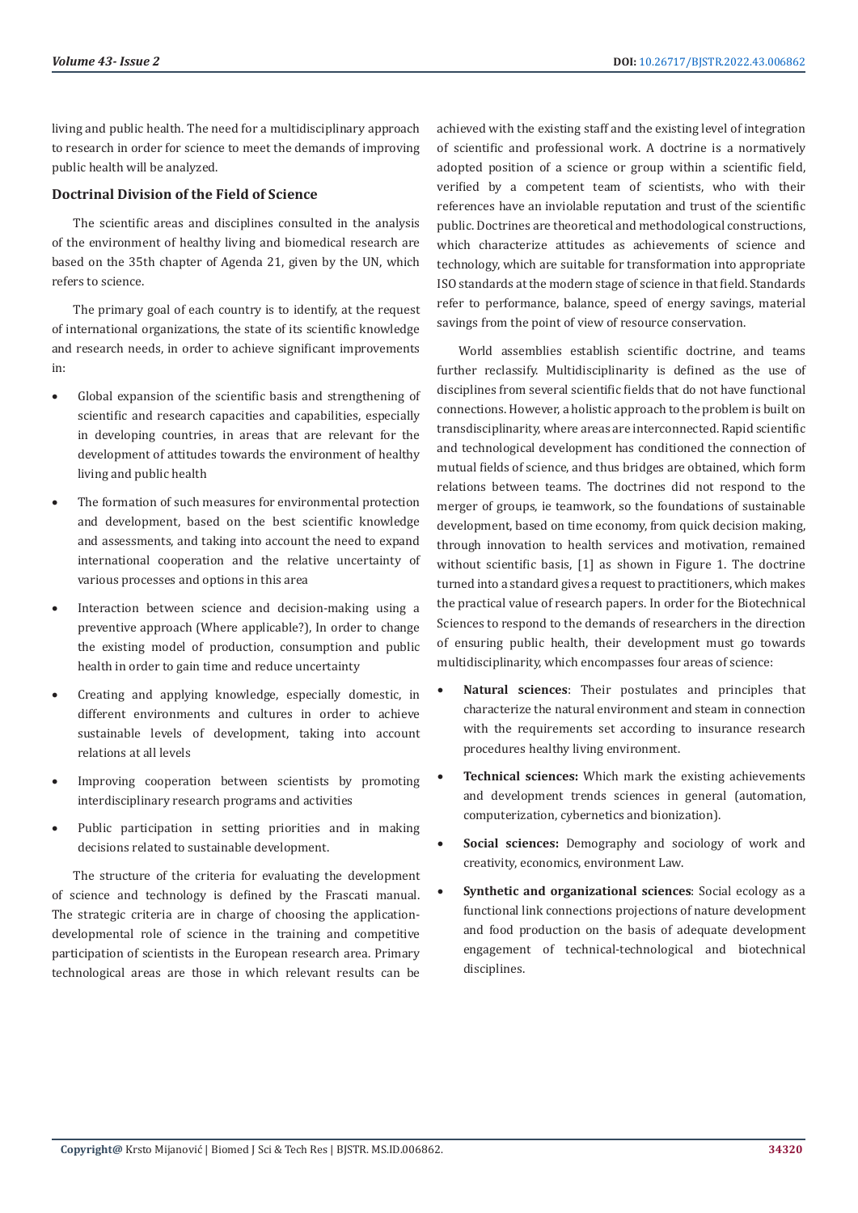living and public health. The need for a multidisciplinary approach to research in order for science to meet the demands of improving public health will be analyzed.

### Doctrinal Division of the Field of Science

The scientific areas and disciplines consulted in the analysis of the environment of healthy living and biomedical research are based on the 35th chapter of Agenda 21, given by the UN, which refers to science.

The primary goal of each country is to identify, at the request of international organizations, the state of its scientific knowledge and research needs, in order to achieve significant improvements in:

- Global expansion of the scientific basis and strengthening of scientific and research capacities and capabilities, especially in developing countries, in areas that are relevant for the development of attitudes towards the environment of healthy living and public health
- The formation of such measures for environmental protection and development, based on the best scientific knowledge and assessments, and taking into account the need to expand international cooperation and the relative uncertainty of various processes and options in this area
- Interaction between science and decision-making using a preventive approach (Where applicable?), In order to change the existing model of production, consumption and public health in order to gain time and reduce uncertainty
- Creating and applying knowledge, especially domestic, in different environments and cultures in order to achieve sustainable levels of development, taking into account relations at all levels
- Improving cooperation between scientists by promoting interdisciplinary research programs and activities
- Public participation in setting priorities and in making decisions related to sustainable development.

The structure of the criteria for evaluating the development of science and technology is defined by the Frascati manual. The strategic criteria are in charge of choosing the application-developmental role of science in the training and competitive participation of scientists in the European research area. Primary technological areas are those in which relevant results can be achieved with the existing staff and the existing level of integration of scientific and professional work. A doctrine is a normatively adopted position of a science or group within a scientific field, verified by a competent team of scientists, who with their references have an inviolable reputation and trust of the scientific public. Doctrines are theoretical and methodological constructions, which characterize attitudes as achievements of science and technology, which are suitable for transformation into appropriate ISO standards at the modern stage of science in that field. Standards refer to performance, balance, speed of energy savings, material savings from the point of view of resource conservation.

World assemblies establish scientific doctrine, and teams further reclassify. Multidisciplinarity is defined as the use of disciplines from several scientific fields that do not have functional connections. However, a holistic approach to the problem is built on transdisciplinarity, where areas are interconnected. Rapid scientific and technological development has conditioned the connection of mutual fields of science, and thus bridges are obtained, which form relations between teams. The doctrines did not respond to the merger of groups, ie teamwork, so the foundations of sustainable development, based on time economy, from quick decision making, through innovation to health services and motivation, remained without scientific basis, [1] as shown in Figure 1. The doctrine turned into a standard gives a request to practitioners, which makes the practical value of research papers. In order for the Biotechnical Sciences to respond to the demands of researchers in the direction of ensuring public health, their development must go towards multidisciplinarity, which encompasses four areas of science:

- **Natural sciences**: Their postulates and principles that characterize the natural environment and steam in connection with the requirements set according to insurance research procedures healthy living environment.
- **Technical sciences:** Which mark the existing achievements and development trends sciences in general (automation, computerization, cybernetics and bionization).
- **Social sciences:** Demography and sociology of work and creativity, economics, environment Law.
- **Synthetic and organizational sciences**: Social ecology as a functional link connections projections of nature development and food production on the basis of adequate development engagement of technical-technological and biotechnical disciplines.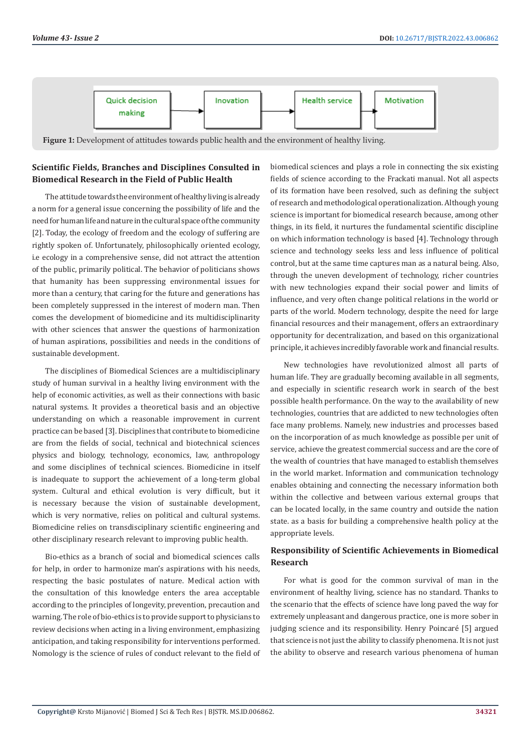Quick decision making → Inovation → Health service → Motivation

**Figure 1:** Development of attitudes towards public health and the environment of healthy living.

## Scientific Fields, Branches and Disciplines Consulted in Biomedical Research in the Field of Public Health

The attitude towards the environment of healthy living is already a norm for a general issue concerning the possibility of life and the need for human life and nature in the cultural space of the community [2]. Today, the ecology of freedom and the ecology of suffering are rightly spoken of. Unfortunately, philosophically oriented ecology, i.e ecology in a comprehensive sense, did not attract the attention of the public, primarily political. The behavior of politicians shows that humanity has been suppressing environmental issues for more than a century, that caring for the future and generations has been completely suppressed in the interest of modern man. Then comes the development of biomedicine and its multidisciplinarity with other sciences that answer the questions of harmonization of human aspirations, possibilities and needs in the conditions of sustainable development.

The disciplines of Biomedical Sciences are a multidisciplinary study of human survival in a healthy environment with the help of economic activities, as well as their connections with basic natural systems. It provides a theoretical basis and an objective understanding on which a reasonable improvement in current practice can be based [3]. Disciplines that contribute to biomedicine are from the fields of social, technical and biotechnical sciences physics and biology, technology, economics, law, anthropology and some disciplines of technical sciences. Biomedicine in itself is inadequate to support the achievement of a long-term global system. Cultural and ethical evolution is very difficult, but it is necessary because the vision of sustainable development, which is very normative, relies on political and cultural systems. Biomedicine relies on transdisciplinary scientific engineering and other disciplinary research relevant to improving public health.

Bio-ethics as a branch of social and biomedical sciences calls for help, in order to harmonize man's aspirations with his needs, respecting the basic postulates of nature. Medical action with the consultation of this knowledge enters the area acceptable according to the principles of longevity, prevention, precaution and warning. The role of bio-ethics is to provide support to physicians to review decisions when acting in a living environment, emphasizing anticipation, and taking responsibility for interventions performed. Nomology is the science of rules of conduct relevant to the field of biomedical sciences and plays a role in connecting the six existing fields of science according to the Frackati manual. Not all aspects of its formation have been resolved, such as defining the subject of research and methodological operationalization. Although young science is important for biomedical research because, among other things, in its field, it nurtures the fundamental scientific discipline on which information technology is based [4]. Technology through science and technology seeks less and less influence of political control, but at the same time captures man as a natural being. Also, through the uneven development of technology, richer countries with new technologies expand their social power and limits of influence, and very often change political relations in the world or parts of the world. Modern technology, despite the need for large financial resources and their management, offers an extraordinary opportunity for decentralization, and based on this organizational principle, it achieves incredibly favorable work and financial results.

New technologies have revolutionized almost all parts of human life. They are gradually becoming available in all segments, and especially in scientific research work in search of the best possible health performance. On the way to the availability of new technologies, countries that are addicted to new technologies often face many problems. Namely, new industries and processes based on the incorporation of as much knowledge as possible per unit of service, achieve the greatest commercial success and are the core of the wealth of countries that have managed to establish themselves in the world market. Information and communication technology enables obtaining and connecting the necessary information both within the collective and between various external groups that can be located locally, in the same country and outside the nation state. as a basis for building a comprehensive health policy at the appropriate levels.

## Responsibility of Scientific Achievements in Biomedical Research

For what is good for the common survival of man in the environment of healthy living, science has no standard. Thanks to the scenario that the effects of science have long paved the way for extremely unpleasant and dangerous practice, one is more sober in judging science and its responsibility. Henry Poincaré [5] argued that science is not just the ability to classify phenomena. It is not just the ability to observe and research various phenomena of human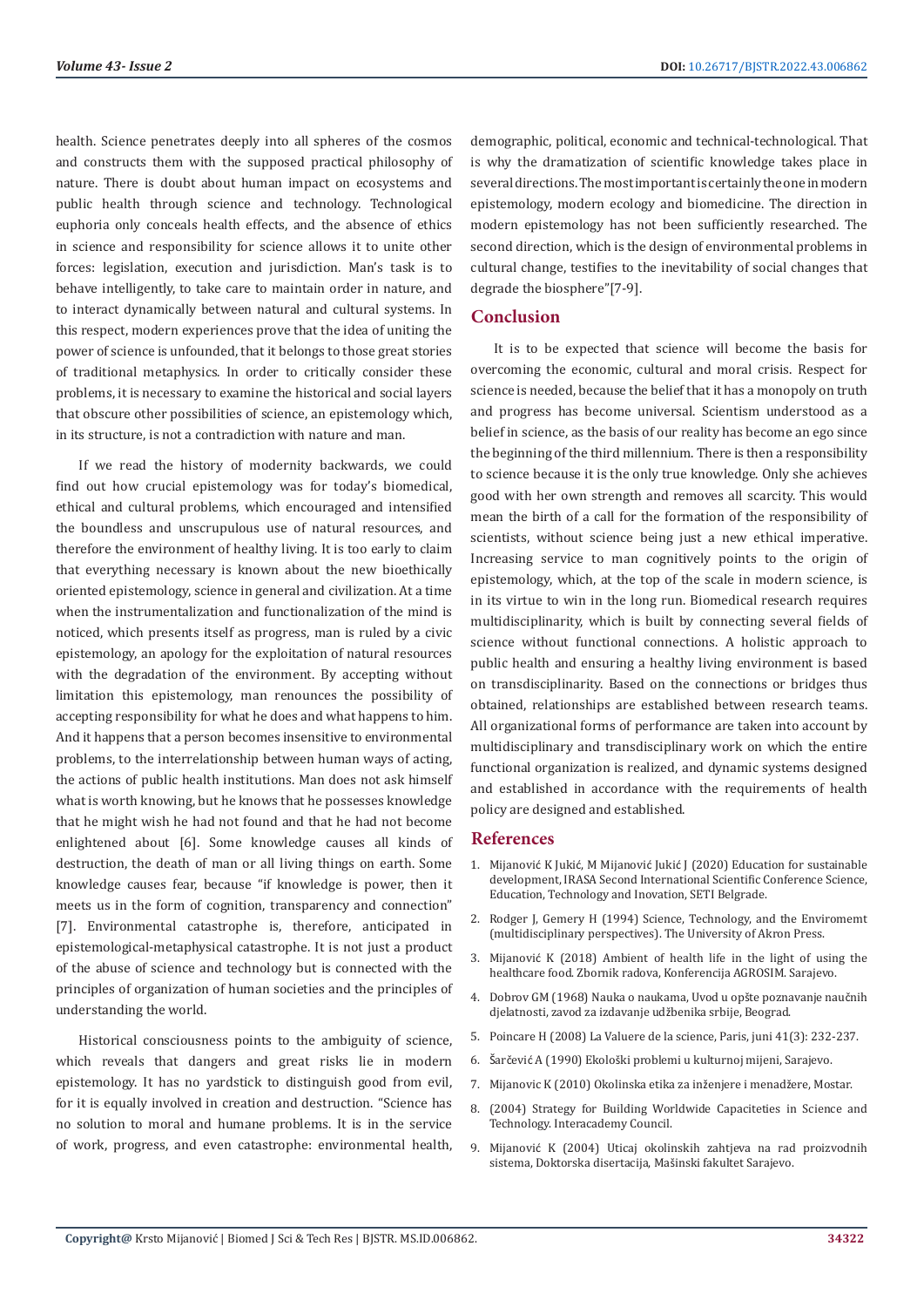health. Science penetrates deeply into all spheres of the cosmos and constructs them with the supposed practical philosophy of nature. There is doubt about human impact on ecosystems and public health through science and technology. Technological euphoria only conceals health effects, and the absence of ethics in science and responsibility for science allows it to unite other forces: legislation, execution and jurisdiction. Man's task is to behave intelligently, to take care to maintain order in nature, and to interact dynamically between natural and cultural systems. In this respect, modern experiences prove that the idea of uniting the power of science is unfounded, that it belongs to those great stories of traditional metaphysics. In order to critically consider these problems, it is necessary to examine the historical and social layers that obscure other possibilities of science, an epistemology which, in its structure, is not a contradiction with nature and man.

If we read the history of modernity backwards, we could find out how crucial epistemology was for today's biomedical, ethical and cultural problems, which encouraged and intensified the boundless and unscrupulous use of natural resources, and therefore the environment of healthy living. It is too early to claim that everything necessary is known about the new bioethically oriented epistemology, science in general and civilization. At a time when the instrumentalization and functionalization of the mind is noticed, which presents itself as progress, man is ruled by a civic epistemology, an apology for the exploitation of natural resources with the degradation of the environment. By accepting without limitation this epistemology, man renounces the possibility of accepting responsibility for what he does and what happens to him. And it happens that a person becomes insensitive to environmental problems, to the interrelationship between human ways of acting, the actions of public health institutions. Man does not ask himself what is worth knowing, but he knows that he possesses knowledge that he might wish he had not found and that he had not become enlightened about [6]. Some knowledge causes all kinds of destruction, the death of man or all living things on earth. Some knowledge causes fear, because "if knowledge is power, then it meets us in the form of cognition, transparency and connection" [7]. Environmental catastrophe is, therefore, anticipated in epistemological-metaphysical catastrophe. It is not just a product of the abuse of science and technology but is connected with the principles of organization of human societies and the principles of understanding the world.

Historical consciousness points to the ambiguity of science, which reveals that dangers and great risks lie in modern epistemology. It has no yardstick to distinguish good from evil, for it is equally involved in creation and destruction. "Science has no solution to moral and humane problems. It is in the service of work, progress, and even catastrophe: environmental health, demographic, political, economic and technical-technological. That is why the dramatization of scientific knowledge takes place in several directions. The most important is certainly the one in modern epistemology, modern ecology and biomedicine. The direction in modern epistemology has not been sufficiently researched. The second direction, which is the design of environmental problems in cultural change, testifies to the inevitability of social changes that degrade the biosphere"[7-9].

## Conclusion

It is to be expected that science will become the basis for overcoming the economic, cultural and moral crisis. Respect for science is needed, because the belief that it has a monopoly on truth and progress has become universal. Scientism understood as a belief in science, as the basis of our reality has become an ego since the beginning of the third millennium. There is then a responsibility to science because it is the only true knowledge. Only she achieves good with her own strength and removes all scarcity. This would mean the birth of a call for the formation of the responsibility of scientists, without science being just a new ethical imperative. Increasing service to man cognitively points to the origin of epistemology, which, at the top of the scale in modern science, is in its virtue to win in the long run. Biomedical research requires multidisciplinarity, which is built by connecting several fields of science without functional connections. A holistic approach to public health and ensuring a healthy living environment is based on transdisciplinarity. Based on the connections or bridges thus obtained, relationships are established between research teams. All organizational forms of performance are taken into account by multidisciplinary and transdisciplinary work on which the entire functional organization is realized, and dynamic systems designed and established in accordance with the requirements of health policy are designed and established.

## References

1. Mijanović K Jukić, M Mijanović Jukić J (2020) Education for sustainable development, IRASA Second International Scientific Conference Science, Education, Technology and Inovation, SETI Belgrade.
2. Rodger J, Gemery H (1994) Science, Technology, and the Enviromemt (multidisciplinary perspectives). The University of Akron Press.
3. Mijanović K (2018) Ambient of health life in the light of using the healthcare food. Zbornik radova, Konferencija AGROSIM. Sarajevo.
4. Dobrov GM (1968) Nauka o naukama, Uvod u opšte poznavanje naučnih djelatnosti, zavod za izdavanje udžbenika srbije, Beograd.
5. Poincare H (2008) La Valuere de la science, Paris, juni 41(3): 232-237.
6. Šarčević A (1990) Ekološki problemi u kulturnoj mijeni, Sarajevo.
7. Mijanovic K (2010) Okolinska etika za inženjere i menadžere, Mostar.
8. (2004) Strategy for Building Worldwide Capaciteties in Science and Technology. Interacademy Council.
9. Mijanović K (2004) Uticaj okolinskih zahtjeva na rad proizvodnih sistema, Doktorska disertacija, Mašinski fakultet Sarajevo.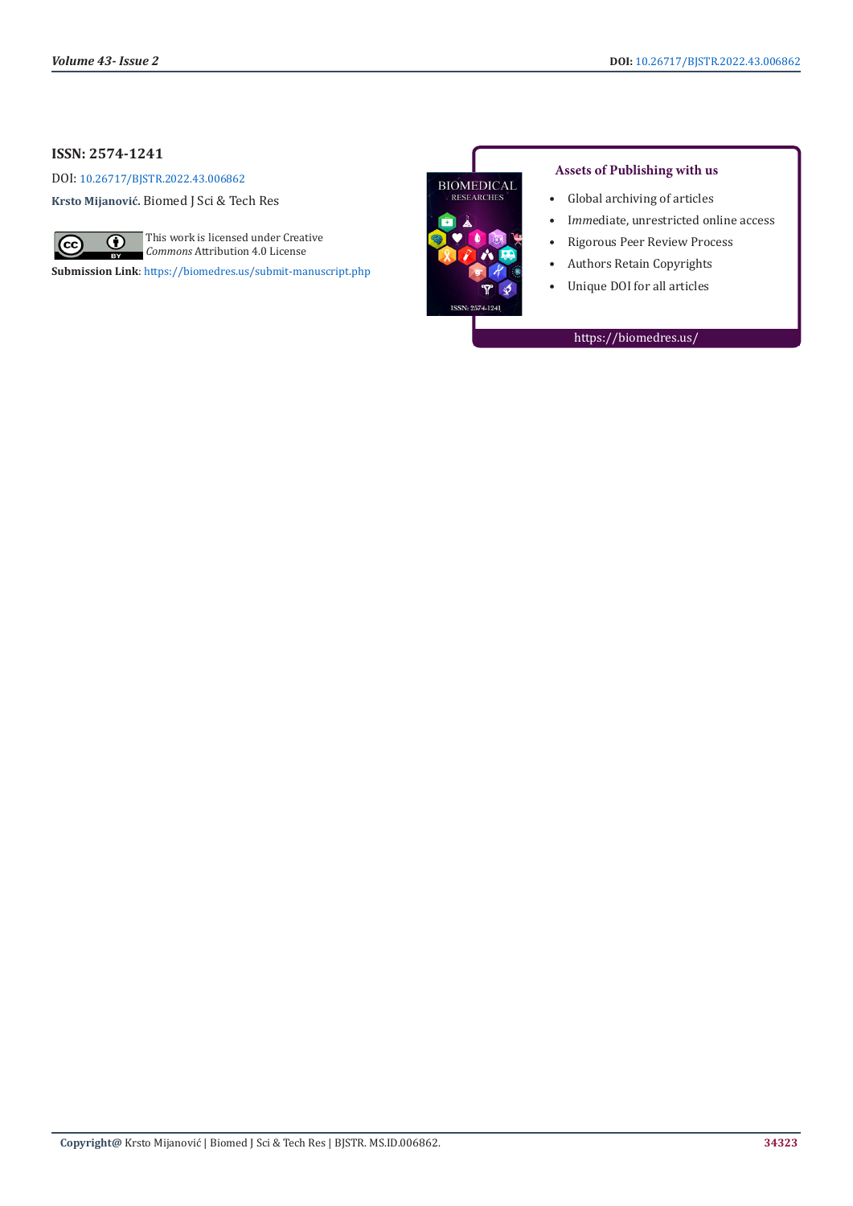**ISSN: 2574-1241**

DOI: 10.26717/BJSTR.2022.43.006862

**Krsto Mijanović**. Biomed J Sci & Tech Res

This work is licensed under Creative *Commons* Attribution 4.0 License

**Submission Link**: https://biomedres.us/submit-manuscript.php

### Assets of Publishing with us

- Global archiving of articles
- Immediate, unrestricted online access
- Rigorous Peer Review Process
- Authors Retain Copyrights
- Unique DOI for all articles

https://biomedres.us/